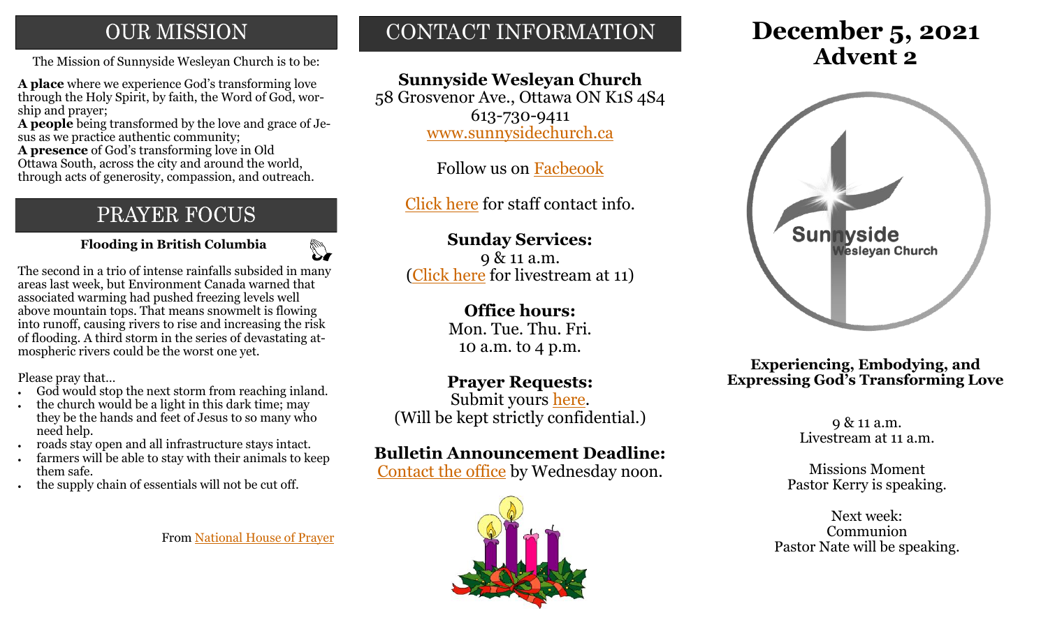# OUR MISSION

The Mission of Sunnyside Wesleyan Church is to be:

**A place** where we experience God's transforming love through the Holy Spirit, by faith, the Word of God, worship and prayer;
**A people** being transformed by the love and grace of Jesus as we practice authentic community;
**A presence** of God's transforming love in Old Ottawa South, across the city and around the world, through acts of generosity, compassion, and outreach.

# PRAYER FOCUS

**Flooding in British Columbia**

The second in a trio of intense rainfalls subsided in many areas last week, but Environment Canada warned that associated warming had pushed freezing levels well above mountain tops. That means snowmelt is flowing into runoff, causing rivers to rise and increasing the risk of flooding. A third storm in the series of devastating atmospheric rivers could be the worst one yet.

Please pray that…

- God would stop the next storm from reaching inland.
- the church would be a light in this dark time; may they be the hands and feet of Jesus to so many who need help.
- roads stay open and all infrastructure stays intact.
- farmers will be able to stay with their animals to keep them safe.
- the supply chain of essentials will not be cut off.

From National House of Prayer

# CONTACT INFORMATION

**Sunnyside Wesleyan Church**
58 Grosvenor Ave., Ottawa ON K1S 4S4
613-730-9411
www.sunnysidechurch.ca

Follow us on Facbeook

Click here for staff contact info.

**Sunday Services:**
9 & 11 a.m.
(Click here for livestream at 11)

**Office hours:**
Mon. Tue. Thu. Fri.
10 a.m. to 4 p.m.

**Prayer Requests:**
Submit yours here.
(Will be kept strictly confidential.)

**Bulletin Announcement Deadline:**
Contact the office by Wednesday noon.

# December 5, 2021
# Advent 2

**Experiencing, Embodying, and Expressing God's Transforming Love**

9 & 11 a.m.
Livestream at 11 a.m.

Missions Moment
Pastor Kerry is speaking.

Next week:
Communion
Pastor Nate will be speaking.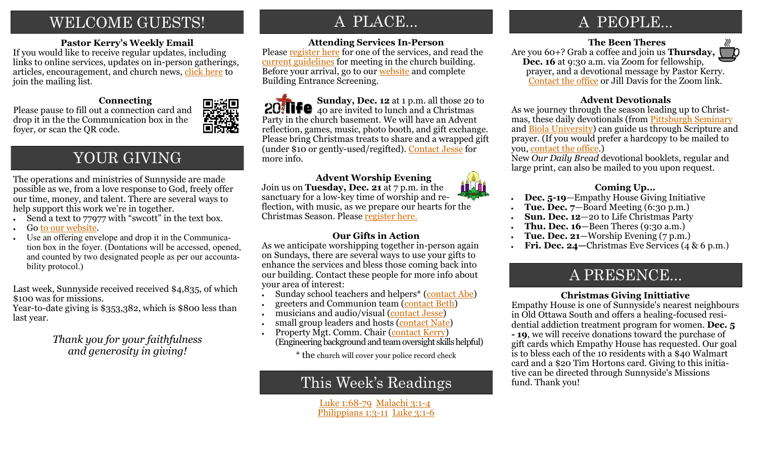## WELCOME GUESTS!

**Pastor Kerry's Weekly Email**

If you would like to receive regular updates, including links to online services, updates on in-person gatherings, articles, encouragement, and church news, click here to join the mailing list.

**Connecting**

Please pause to fill out a connection card and drop it in the the Communication box in the foyer, or scan the QR code.

## YOUR GIVING

The operations and ministries of Sunnyside are made possible as we, from a love response to God, freely offer our time, money, and talent. There are several ways to help support this work we're in together.

- Send a text to 77977 with "swcott" in the text box.
- Go to our website.
- Use an offering envelope and drop it in the Communication box in the foyer. (Dontations will be accessed, opened, and counted by two designated people as per our accountability protocol.)

Last week, Sunnyside received received $4,835, of which $100 was for missions.
Year-to-date giving is $353,382, which is $800 less than last year.

*Thank you for your faithfulness and generosity in giving!*

## A PLACE...

**Attending Services In-Person**

Please register here for one of the services, and read the current guidelines for meeting in the church building. Before your arrival, go to our website and complete Building Entrance Screening.

20 life **Sunday, Dec. 12** at 1 p.m. all those 20 to 40 are invited to lunch and a Christmas Party in the church basement. We will have an Advent reflection, games, music, photo booth, and gift exchange. Please bring Christmas treats to share and a wrapped gift (under $10 or gently-used/regifted). Contact Jesse for more info.

**Advent Worship Evening**

Join us on **Tuesday, Dec. 21** at 7 p.m. in the sanctuary for a low-key time of worship and reflection, with music, as we prepare our hearts for the Christmas Season. Please register here.

**Our Gifts in Action**

As we anticipate worshipping together in-person again on Sundays, there are several ways to use your gifts to enhance the services and bless those coming back into our building. Contact these people for more info about your area of interest:

- Sunday school teachers and helpers* (contact Abe)
- greeters and Communion team (contact Beth)
- musicians and audio/visual (contact Jesse)
- small group leaders and hosts (contact Nate)
- Property Mgt. Comm. Chair (contact Kerry) (Engineering background and team oversight skills helpful)

\* the church will cover your police record check

## This Week's Readings

Luke 1:68-79 Malachi 3:1-4
Philippians 1:3-11 Luke 3:1-6

## A PEOPLE...

**The Been Theres**

Are you 60+? Grab a coffee and join us **Thursday, Dec. 16** at 9:30 a.m. via Zoom for fellowship, prayer, and a devotional message by Pastor Kerry. Contact the office or Jill Davis for the Zoom link.

**Advent Devotionals**

As we journey through the season leading up to Christmas, these daily devotionals (from Pittsburgh Seminary and Biola University) can guide us through Scripture and prayer. (If you would prefer a hardcopy to be mailed to you, contact the office.)
New *Our Daily Bread* devotional booklets, regular and large print, can also be mailed to you upon request.

**Coming Up...**

- **Dec. 5-19**—Empathy House Giving Initiative
- **Tue. Dec. 7**—Board Meeting (6:30 p.m.)
- **Sun. Dec. 12**—20 to Life Christmas Party
- **Thu. Dec. 16**—Been Theres (9:30 a.m.)
- **Tue. Dec. 21**—Worship Evening (7 p.m.)
- **Fri. Dec. 24—**Christmas Eve Services (4 & 6 p.m.)

## A PRESENCE...

**Christmas Giving Inittiative**

Empathy House is one of Sunnyside's nearest neighbours in Old Ottawa South and offers a healing-focused residential addiction treatment program for women. **Dec. 5 - 19**, we will receive donations toward the purchase of gift cards which Empathy House has requested. Our goal is to bless each of the 10 residents with a $40 Walmart card and a $20 Tim Hortons card. Giving to this initiative can be directed through Sunnyside's Missions fund. Thank you!